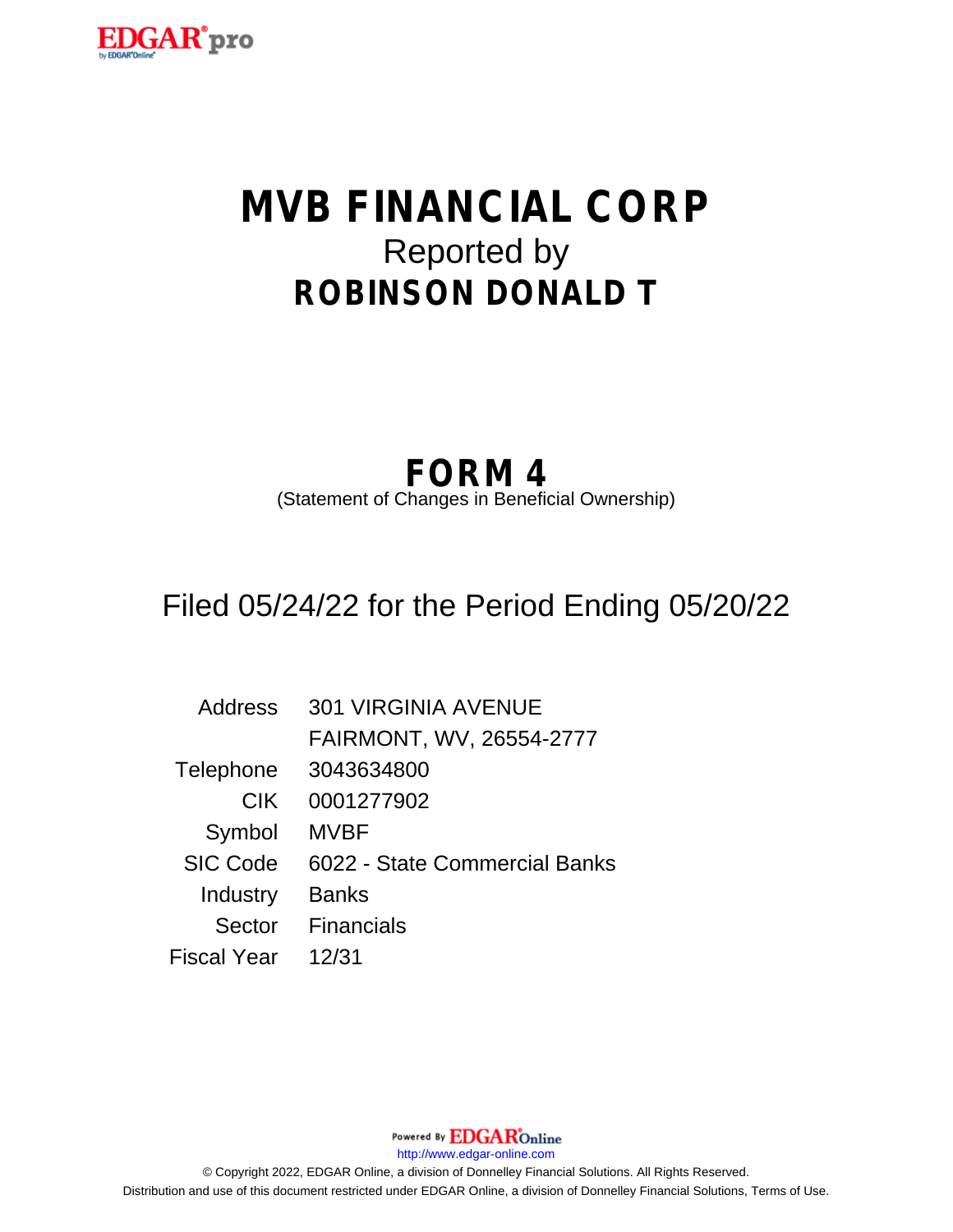# MVB FINANCIAL CORP

Reported by

## ROBINSON DONALD T

## FORM 4

(Statement of Changes in Beneficial Ownership)

Filed 05/24/22 for the Period Ending 05/20/22

| | |
|---|---|
| Address | 301 VIRGINIA AVENUE<br>FAIRMONT, WV, 26554-2777 |
| Telephone | 3043634800 |
| CIK | 0001277902 |
| Symbol | MVBF |
| SIC Code | 6022 - State Commercial Banks |
| Industry | Banks |
| Sector | Financials |
| Fiscal Year | 12/31 |

Powered By EDGAR Online

http://www.edgar-online.com

© Copyright 2022, EDGAR Online, a division of Donnelley Financial Solutions. All Rights Reserved.
Distribution and use of this document restricted under EDGAR Online, a division of Donnelley Financial Solutions, Terms of Use.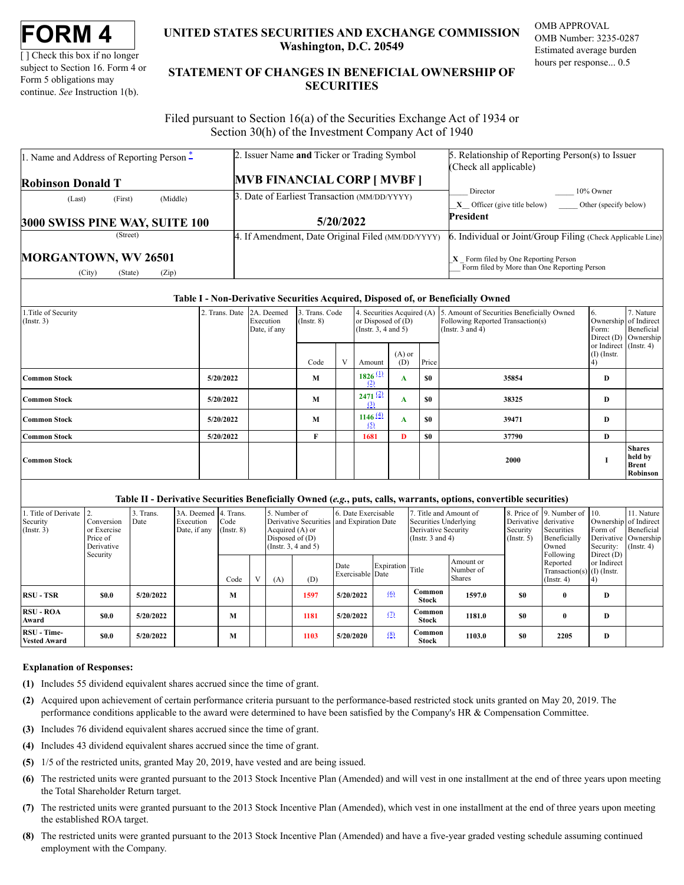# FORM 4

[ ] Check this box if no longer subject to Section 16. Form 4 or Form 5 obligations may continue. *See* Instruction 1(b).

**UNITED STATES SECURITIES AND EXCHANGE COMMISSION**
**Washington, D.C. 20549**

**STATEMENT OF CHANGES IN BENEFICIAL OWNERSHIP OF SECURITIES**

OMB APPROVAL
OMB Number: 3235-0287
Estimated average burden hours per response... 0.5

Filed pursuant to Section 16(a) of the Securities Exchange Act of 1934 or Section 30(h) of the Investment Company Act of 1940

| 1. Name and Address of Reporting Person * | 2. Issuer Name **and** Ticker or Trading Symbol | 5. Relationship of Reporting Person(s) to Issuer (Check all applicable) |
|---|---|---|
| **Robinson Donald T** (Last) (First) (Middle) | **MVB FINANCIAL CORP [ MVBF ]** | ___ Director ___ 10% Owner |
| **3000 SWISS PINE WAY, SUITE 100** (Street) | 3. Date of Earliest Transaction (MM/DD/YYYY) **5/20/2022** | _X_ Officer (give title below) ___ Other (specify below) **President** |
| **MORGANTOWN, WV 26501** (City) (State) (Zip) | 4. If Amendment, Date Original Filed (MM/DD/YYYY) | 6. Individual or Joint/Group Filing (Check Applicable Line) _X_ Form filed by One Reporting Person ___ Form filed by More than One Reporting Person |

**Table I - Non-Derivative Securities Acquired, Disposed of, or Beneficially Owned**

| 1.Title of Security (Instr. 3) | 2. Trans. Date | 2A. Deemed Execution Date, if any | 3. Trans. Code (Instr. 8) | | 4. Securities Acquired (A) or Disposed of (D) (Instr. 3, 4 and 5) | | | 5. Amount of Securities Beneficially Owned Following Reported Transaction(s) (Instr. 3 and 4) | 6. Ownership Form: Direct (D) or Indirect (I) (Instr. 4) | 7. Nature of Indirect Beneficial Ownership (Instr. 4) |
|---|---|---|---|---|---|---|---|---|---|---|
| | | | Code | V | Amount | (A) or (D) | Price | | | |
| **Common Stock** | **5/20/2022** | | **M** | | **1826** (1) (2) | **A** | **$0** | **35854** | **D** | |
| **Common Stock** | **5/20/2022** | | **M** | | **2471** (2) (3) | **A** | **$0** | **38325** | **D** | |
| **Common Stock** | **5/20/2022** | | **M** | | **1146** (4) (5) | **A** | **$0** | **39471** | **D** | |
| **Common Stock** | **5/20/2022** | | **F** | | **1681** | **D** | **$0** | **37790** | **D** | |
| **Common Stock** | | | | | | | | **2000** | **I** | **Shares held by Brent Robinson** |

**Table II - Derivative Securities Beneficially Owned (*e.g.*, puts, calls, warrants, options, convertible securities)**

| 1. Title of Derivate Security (Instr. 3) | 2. Conversion or Exercise Price of Derivative Security | 3. Trans. Date | 3A. Deemed Execution Date, if any | 4. Trans. Code (Instr. 8) | | 5. Number of Derivative Securities Acquired (A) or Disposed of (D) (Instr. 3, 4 and 5) | | 6. Date Exercisable and Expiration Date | | 7. Title and Amount of Securities Underlying Derivative Security (Instr. 3 and 4) | | 8. Price of Derivative Security (Instr. 5) | 9. Number of derivative Securities Beneficially Owned Following Reported Transaction(s) (Instr. 4) | 10. Ownership Form of Derivative Security: Direct (D) or Indirect (I) (Instr. 4) | 11. Nature of Indirect Beneficial Ownership (Instr. 4) |
|---|---|---|---|---|---|---|---|---|---|---|---|---|---|---|---|
| | | | | Code | V | (A) | (D) | Date Exercisable | Expiration Date | Title | Amount or Number of Shares | | | | |
| **RSU - TSR** | **$0.0** | **5/20/2022** | | **M** | | | **1597** | **5/20/2022** | (6) | **Common Stock** | **1597.0** | **$0** | **0** | **D** | |
| **RSU - ROA Award** | **$0.0** | **5/20/2022** | | **M** | | | **1181** | **5/20/2022** | (7) | **Common Stock** | **1181.0** | **$0** | **0** | **D** | |
| **RSU - Time-Vested Award** | **$0.0** | **5/20/2022** | | **M** | | | **1103** | **5/20/2020** | (8) | **Common Stock** | **1103.0** | **$0** | **2205** | **D** | |

**Explanation of Responses:**

**(1)** Includes 55 dividend equivalent shares accrued since the time of grant.

**(2)** Acquired upon achievement of certain performance criteria pursuant to the performance-based restricted stock units granted on May 20, 2019. The performance conditions applicable to the award were determined to have been satisfied by the Company's HR & Compensation Committee.

**(3)** Includes 76 dividend equivalent shares accrued since the time of grant.

**(4)** Includes 43 dividend equivalent shares accrued since the time of grant.

**(5)** 1/5 of the restricted units, granted May 20, 2019, have vested and are being issued.

**(6)** The restricted units were granted pursuant to the 2013 Stock Incentive Plan (Amended) and will vest in one installment at the end of three years upon meeting the Total Shareholder Return target.

**(7)** The restricted units were granted pursuant to the 2013 Stock Incentive Plan (Amended), which vest in one installment at the end of three years upon meeting the established ROA target.

**(8)** The restricted units were granted pursuant to the 2013 Stock Incentive Plan (Amended) and have a five-year graded vesting schedule assuming continued employment with the Company.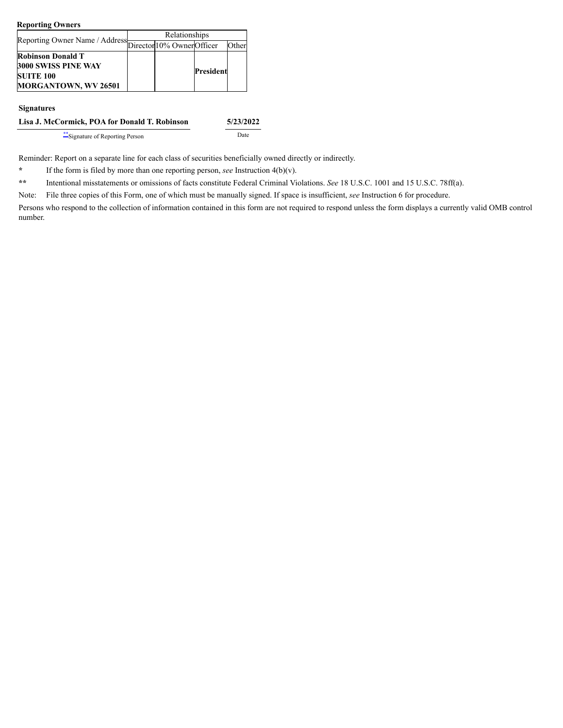**Reporting Owners**

| Reporting Owner Name / Address | Relationships | | | |
|---|---|---|---|---|
| | Director | 10% Owner | Officer | Other |
| **Robinson Donald T**<br>**3000 SWISS PINE WAY**<br>**SUITE 100**<br>**MORGANTOWN, WV 26501** | | | **President** | |

**Signatures**

| **Lisa J. McCormick, POA for Donald T. Robinson** | **5/23/2022** |
|---|---|
| **Signature of Reporting Person | Date |

Reminder: Report on a separate line for each class of securities beneficially owned directly or indirectly.

* If the form is filed by more than one reporting person, *see* Instruction 4(b)(v).

** Intentional misstatements or omissions of facts constitute Federal Criminal Violations. *See* 18 U.S.C. 1001 and 15 U.S.C. 78ff(a).

Note: File three copies of this Form, one of which must be manually signed. If space is insufficient, *see* Instruction 6 for procedure.

Persons who respond to the collection of information contained in this form are not required to respond unless the form displays a currently valid OMB control number.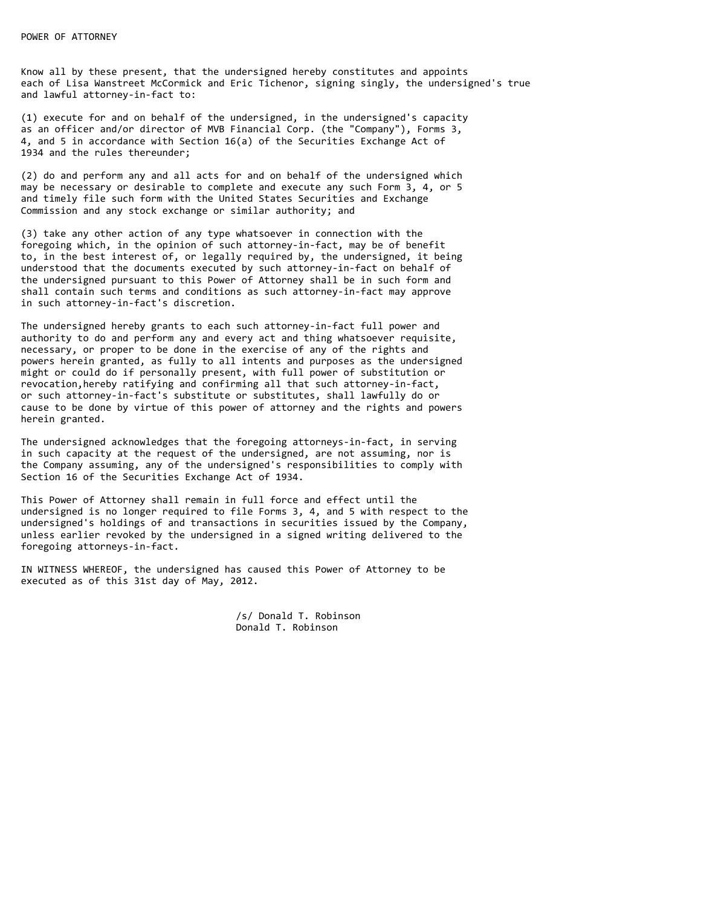# POWER OF ATTORNEY

Know all by these present, that the undersigned hereby constitutes and appoints each of Lisa Wanstreet McCormick and Eric Tichenor, signing singly, the undersigned's true and lawful attorney-in-fact to:

(1) execute for and on behalf of the undersigned, in the undersigned's capacity as an officer and/or director of MVB Financial Corp. (the "Company"), Forms 3, 4, and 5 in accordance with Section 16(a) of the Securities Exchange Act of 1934 and the rules thereunder;

(2) do and perform any and all acts for and on behalf of the undersigned which may be necessary or desirable to complete and execute any such Form 3, 4, or 5 and timely file such form with the United States Securities and Exchange Commission and any stock exchange or similar authority; and

(3) take any other action of any type whatsoever in connection with the foregoing which, in the opinion of such attorney-in-fact, may be of benefit to, in the best interest of, or legally required by, the undersigned, it being understood that the documents executed by such attorney-in-fact on behalf of the undersigned pursuant to this Power of Attorney shall be in such form and shall contain such terms and conditions as such attorney-in-fact may approve in such attorney-in-fact's discretion.

The undersigned hereby grants to each such attorney-in-fact full power and authority to do and perform any and every act and thing whatsoever requisite, necessary, or proper to be done in the exercise of any of the rights and powers herein granted, as fully to all intents and purposes as the undersigned might or could do if personally present, with full power of substitution or revocation,hereby ratifying and confirming all that such attorney-in-fact, or such attorney-in-fact's substitute or substitutes, shall lawfully do or cause to be done by virtue of this power of attorney and the rights and powers herein granted.

The undersigned acknowledges that the foregoing attorneys-in-fact, in serving in such capacity at the request of the undersigned, are not assuming, nor is the Company assuming, any of the undersigned's responsibilities to comply with Section 16 of the Securities Exchange Act of 1934.

This Power of Attorney shall remain in full force and effect until the undersigned is no longer required to file Forms 3, 4, and 5 with respect to the undersigned's holdings of and transactions in securities issued by the Company, unless earlier revoked by the undersigned in a signed writing delivered to the foregoing attorneys-in-fact.

IN WITNESS WHEREOF, the undersigned has caused this Power of Attorney to be executed as of this 31st day of May, 2012.

/s/ Donald T. Robinson
Donald T. Robinson